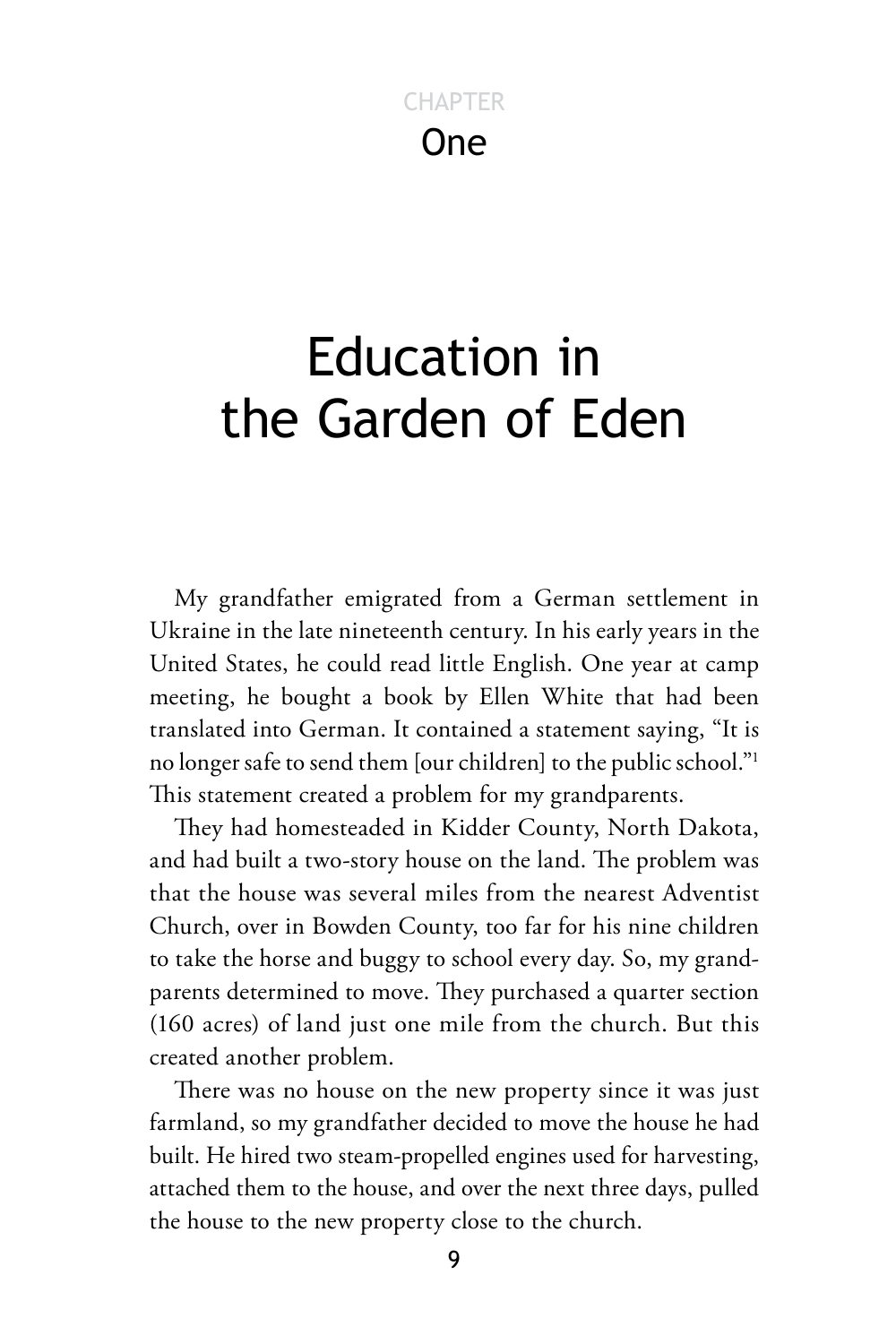CHAPTER

# One

# Education in the Garden of Eden

My grandfather emigrated from a German settlement in Ukraine in the late nineteenth century. In his early years in the United States, he could read little English. One year at camp meeting, he bought a book by Ellen White that had been translated into German. It contained a statement saying, "It is no longer safe to send them [our children] to the public school."[1] This statement created a problem for my grandparents.

They had homesteaded in Kidder County, North Dakota, and had built a two-story house on the land. The problem was that the house was several miles from the nearest Adventist Church, over in Bowden County, too far for his nine children to take the horse and buggy to school every day. So, my grandparents determined to move. They purchased a quarter section (160 acres) of land just one mile from the church. But this created another problem.

There was no house on the new property since it was just farmland, so my grandfather decided to move the house he had built. He hired two steam-propelled engines used for harvesting, attached them to the house, and over the next three days, pulled the house to the new property close to the church.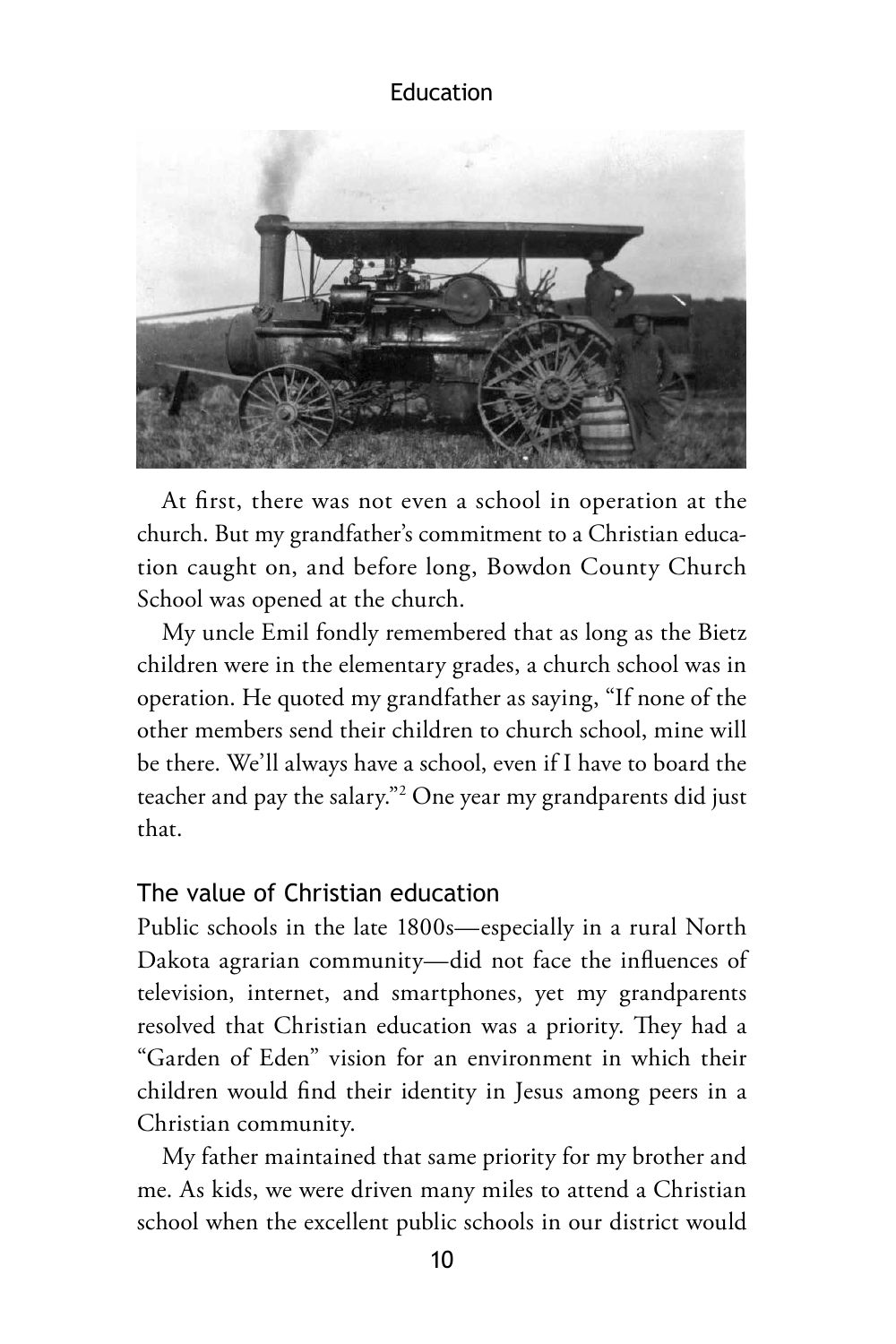At first, there was not even a school in operation at the church. But my grandfather's commitment to a Christian education caught on, and before long, Bowdon County Church School was opened at the church.

My uncle Emil fondly remembered that as long as the Bietz children were in the elementary grades, a church school was in operation. He quoted my grandfather as saying, "If none of the other members send their children to church school, mine will be there. We'll always have a school, even if I have to board the teacher and pay the salary."[2] One year my grandparents did just that.

## The value of Christian education

Public schools in the late 1800s—especially in a rural North Dakota agrarian community—did not face the influences of television, internet, and smartphones, yet my grandparents resolved that Christian education was a priority. They had a "Garden of Eden" vision for an environment in which their children would find their identity in Jesus among peers in a Christian community.

My father maintained that same priority for my brother and me. As kids, we were driven many miles to attend a Christian school when the excellent public schools in our district would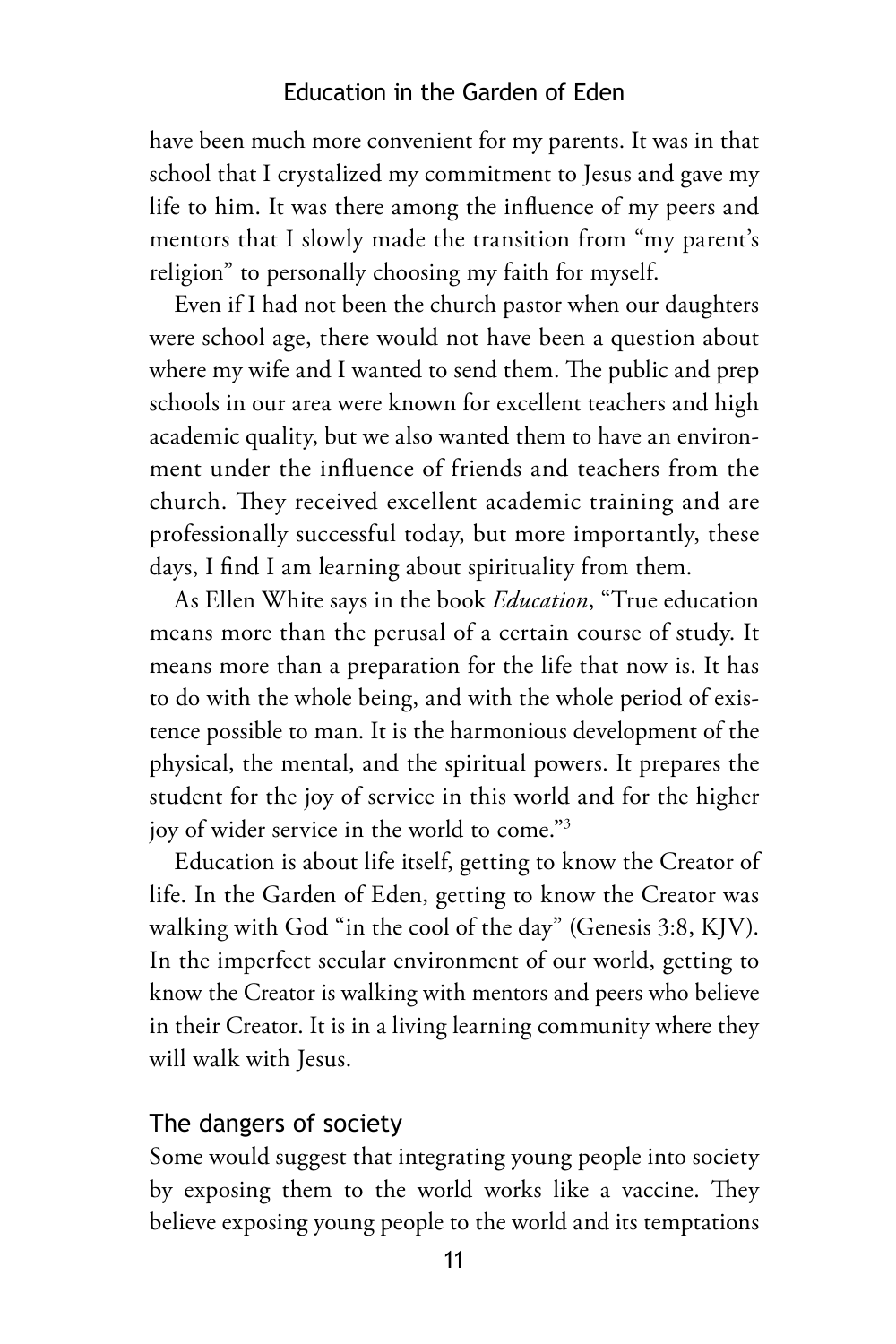have been much more convenient for my parents. It was in that school that I crystalized my commitment to Jesus and gave my life to him. It was there among the influence of my peers and mentors that I slowly made the transition from "my parent's religion" to personally choosing my faith for myself.

Even if I had not been the church pastor when our daughters were school age, there would not have been a question about where my wife and I wanted to send them. The public and prep schools in our area were known for excellent teachers and high academic quality, but we also wanted them to have an environment under the influence of friends and teachers from the church. They received excellent academic training and are professionally successful today, but more importantly, these days, I find I am learning about spirituality from them.

As Ellen White says in the book *Education*, "True education means more than the perusal of a certain course of study. It means more than a preparation for the life that now is. It has to do with the whole being, and with the whole period of existence possible to man. It is the harmonious development of the physical, the mental, and the spiritual powers. It prepares the student for the joy of service in this world and for the higher joy of wider service in the world to come."[3]

Education is about life itself, getting to know the Creator of life. In the Garden of Eden, getting to know the Creator was walking with God "in the cool of the day" (Genesis 3:8, KJV). In the imperfect secular environment of our world, getting to know the Creator is walking with mentors and peers who believe in their Creator. It is in a living learning community where they will walk with Jesus.

## The dangers of society

Some would suggest that integrating young people into society by exposing them to the world works like a vaccine. They believe exposing young people to the world and its temptations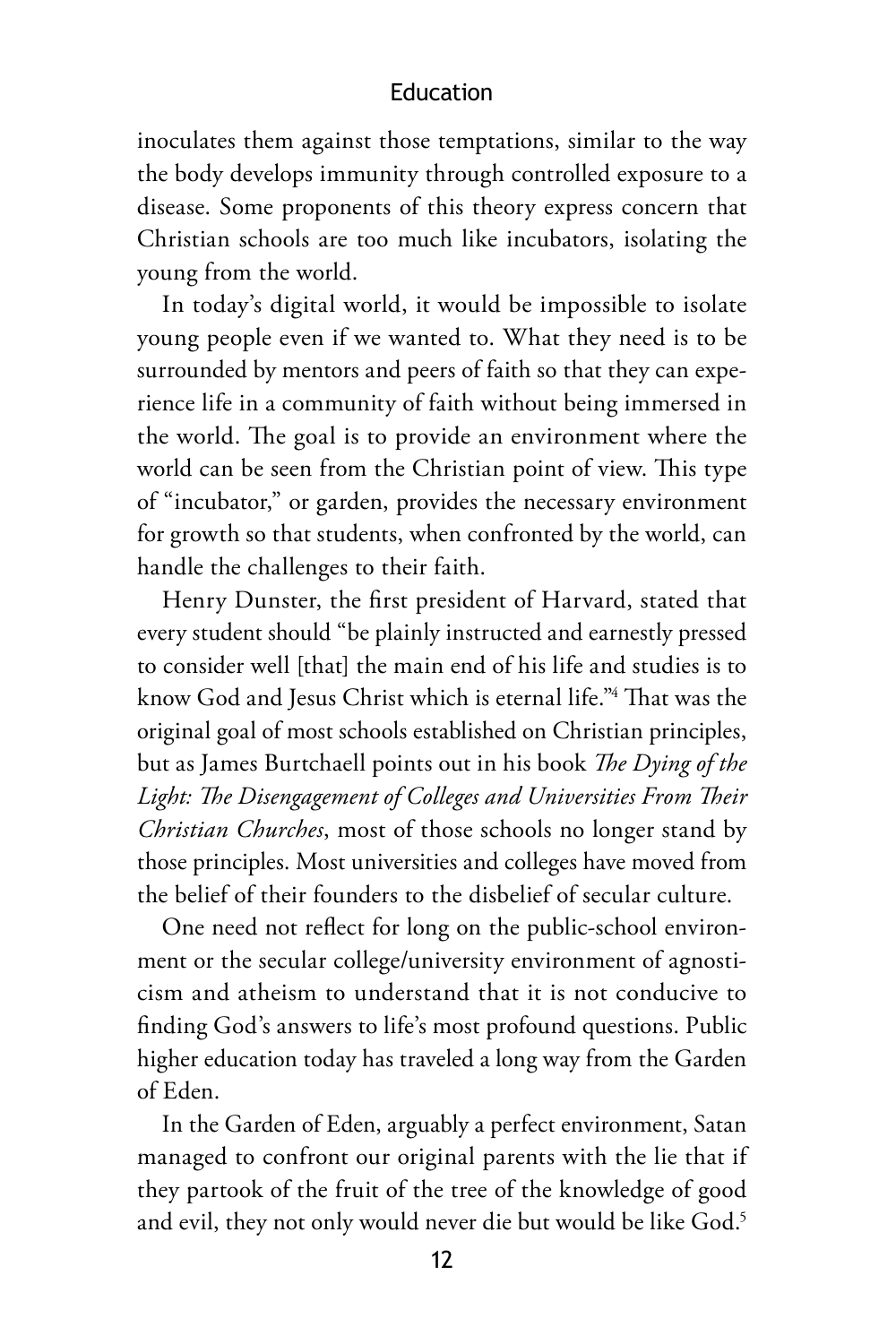inoculates them against those temptations, similar to the way the body develops immunity through controlled exposure to a disease. Some proponents of this theory express concern that Christian schools are too much like incubators, isolating the young from the world.

In today's digital world, it would be impossible to isolate young people even if we wanted to. What they need is to be surrounded by mentors and peers of faith so that they can experience life in a community of faith without being immersed in the world. The goal is to provide an environment where the world can be seen from the Christian point of view. This type of "incubator," or garden, provides the necessary environment for growth so that students, when confronted by the world, can handle the challenges to their faith.

Henry Dunster, the first president of Harvard, stated that every student should "be plainly instructed and earnestly pressed to consider well [that] the main end of his life and studies is to know God and Jesus Christ which is eternal life."[4] That was the original goal of most schools established on Christian principles, but as James Burtchaell points out in his book *The Dying of the Light: The Disengagement of Colleges and Universities From Their Christian Churches*, most of those schools no longer stand by those principles. Most universities and colleges have moved from the belief of their founders to the disbelief of secular culture.

One need not reflect for long on the public-school environment or the secular college/university environment of agnosticism and atheism to understand that it is not conducive to finding God's answers to life's most profound questions. Public higher education today has traveled a long way from the Garden of Eden.

In the Garden of Eden, arguably a perfect environment, Satan managed to confront our original parents with the lie that if they partook of the fruit of the tree of the knowledge of good and evil, they not only would never die but would be like God.[5]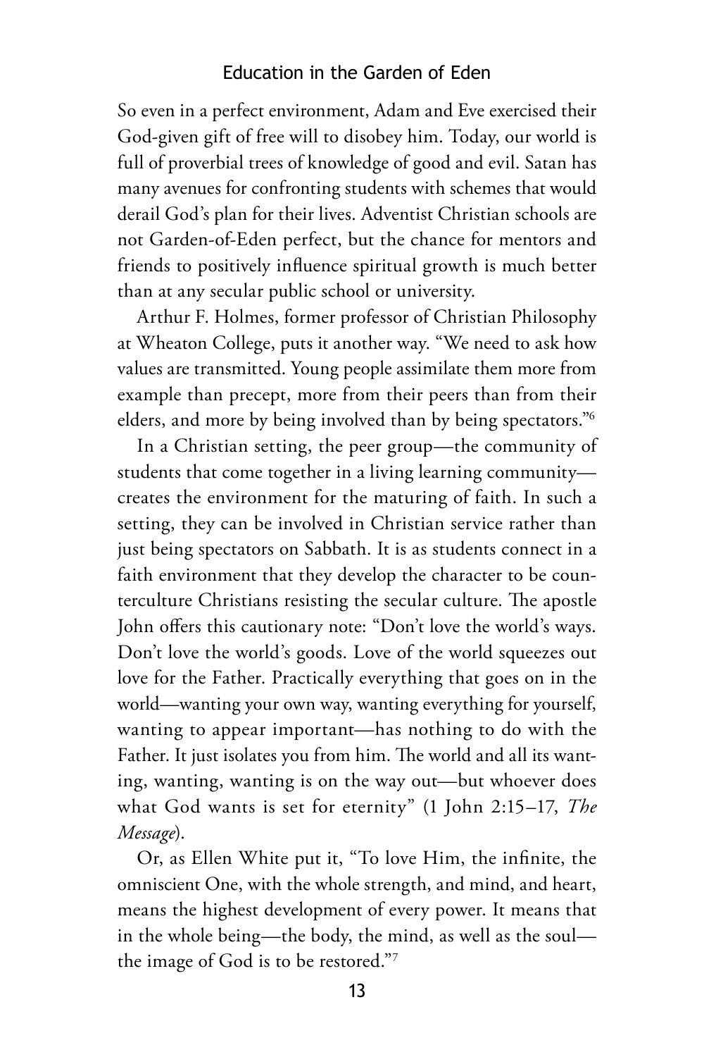So even in a perfect environment, Adam and Eve exercised their God-given gift of free will to disobey him. Today, our world is full of proverbial trees of knowledge of good and evil. Satan has many avenues for confronting students with schemes that would derail God's plan for their lives. Adventist Christian schools are not Garden-of-Eden perfect, but the chance for mentors and friends to positively influence spiritual growth is much better than at any secular public school or university.

Arthur F. Holmes, former professor of Christian Philosophy at Wheaton College, puts it another way. "We need to ask how values are transmitted. Young people assimilate them more from example than precept, more from their peers than from their elders, and more by being involved than by being spectators."[6]

In a Christian setting, the peer group—the community of students that come together in a living learning community—creates the environment for the maturing of faith. In such a setting, they can be involved in Christian service rather than just being spectators on Sabbath. It is as students connect in a faith environment that they develop the character to be counterculture Christians resisting the secular culture. The apostle John offers this cautionary note: "Don't love the world's ways. Don't love the world's goods. Love of the world squeezes out love for the Father. Practically everything that goes on in the world—wanting your own way, wanting everything for yourself, wanting to appear important—has nothing to do with the Father. It just isolates you from him. The world and all its wanting, wanting, wanting is on the way out—but whoever does what God wants is set for eternity" (1 John 2:15–17, *The Message*).

Or, as Ellen White put it, "To love Him, the infinite, the omniscient One, with the whole strength, and mind, and heart, means the highest development of every power. It means that in the whole being—the body, the mind, as well as the soul—the image of God is to be restored."[7]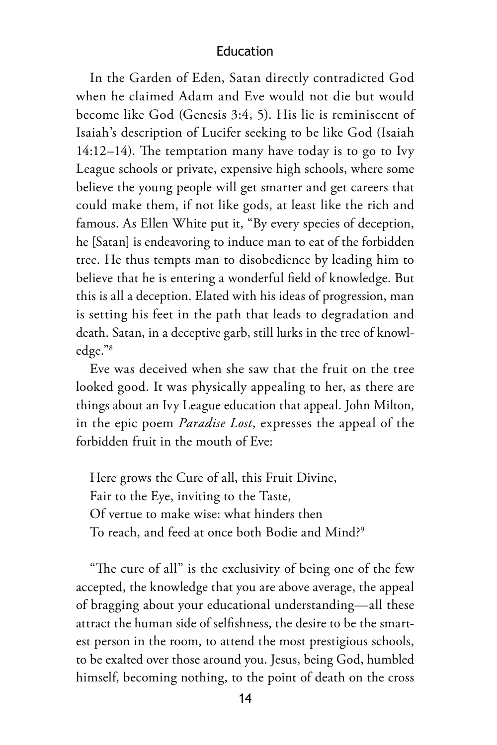In the Garden of Eden, Satan directly contradicted God when he claimed Adam and Eve would not die but would become like God (Genesis 3:4, 5). His lie is reminiscent of Isaiah's description of Lucifer seeking to be like God (Isaiah 14:12–14). The temptation many have today is to go to Ivy League schools or private, expensive high schools, where some believe the young people will get smarter and get careers that could make them, if not like gods, at least like the rich and famous. As Ellen White put it, "By every species of deception, he [Satan] is endeavoring to induce man to eat of the forbidden tree. He thus tempts man to disobedience by leading him to believe that he is entering a wonderful field of knowledge. But this is all a deception. Elated with his ideas of progression, man is setting his feet in the path that leads to degradation and death. Satan, in a deceptive garb, still lurks in the tree of knowledge."[8]

Eve was deceived when she saw that the fruit on the tree looked good. It was physically appealing to her, as there are things about an Ivy League education that appeal. John Milton, in the epic poem *Paradise Lost*, expresses the appeal of the forbidden fruit in the mouth of Eve:

> Here grows the Cure of all, this Fruit Divine,  
> Fair to the Eye, inviting to the Taste,  
> Of vertue to make wise: what hinders then  
> To reach, and feed at once both Bodie and Mind?[9]

"The cure of all" is the exclusivity of being one of the few accepted, the knowledge that you are above average, the appeal of bragging about your educational understanding—all these attract the human side of selfishness, the desire to be the smartest person in the room, to attend the most prestigious schools, to be exalted over those around you. Jesus, being God, humbled himself, becoming nothing, to the point of death on the cross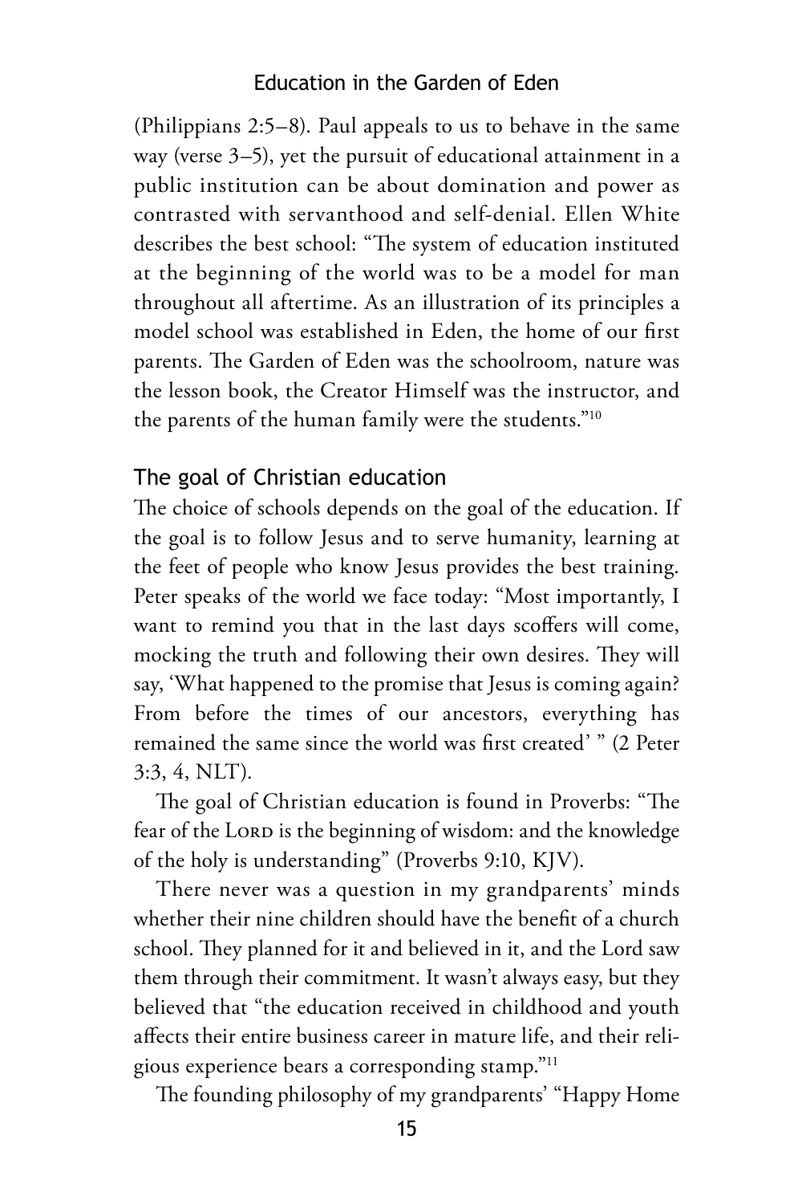(Philippians 2:5–8). Paul appeals to us to behave in the same way (verse 3–5), yet the pursuit of educational attainment in a public institution can be about domination and power as contrasted with servanthood and self-denial. Ellen White describes the best school: "The system of education instituted at the beginning of the world was to be a model for man throughout all aftertime. As an illustration of its principles a model school was established in Eden, the home of our first parents. The Garden of Eden was the schoolroom, nature was the lesson book, the Creator Himself was the instructor, and the parents of the human family were the students."[10]

## The goal of Christian education

The choice of schools depends on the goal of the education. If the goal is to follow Jesus and to serve humanity, learning at the feet of people who know Jesus provides the best training. Peter speaks of the world we face today: "Most importantly, I want to remind you that in the last days scoffers will come, mocking the truth and following their own desires. They will say, 'What happened to the promise that Jesus is coming again? From before the times of our ancestors, everything has remained the same since the world was first created' " (2 Peter 3:3, 4, NLT).

The goal of Christian education is found in Proverbs: "The fear of the LORD is the beginning of wisdom: and the knowledge of the holy is understanding" (Proverbs 9:10, KJV).

There never was a question in my grandparents' minds whether their nine children should have the benefit of a church school. They planned for it and believed in it, and the Lord saw them through their commitment. It wasn't always easy, but they believed that "the education received in childhood and youth affects their entire business career in mature life, and their religious experience bears a corresponding stamp."[11]

The founding philosophy of my grandparents' "Happy Home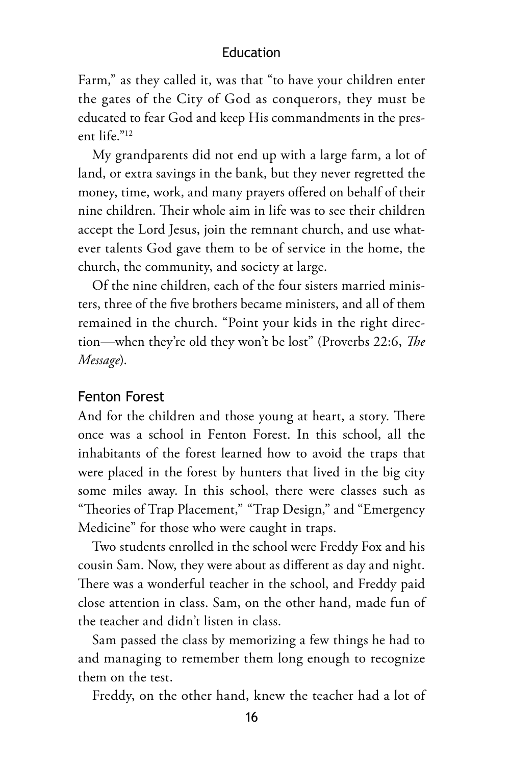Farm," as they called it, was that "to have your children enter the gates of the City of God as conquerors, they must be educated to fear God and keep His commandments in the present life."[12]

My grandparents did not end up with a large farm, a lot of land, or extra savings in the bank, but they never regretted the money, time, work, and many prayers offered on behalf of their nine children. Their whole aim in life was to see their children accept the Lord Jesus, join the remnant church, and use whatever talents God gave them to be of service in the home, the church, the community, and society at large.

Of the nine children, each of the four sisters married ministers, three of the five brothers became ministers, and all of them remained in the church. "Point your kids in the right direction—when they're old they won't be lost" (Proverbs 22:6, *The Message*).

## Fenton Forest

And for the children and those young at heart, a story. There once was a school in Fenton Forest. In this school, all the inhabitants of the forest learned how to avoid the traps that were placed in the forest by hunters that lived in the big city some miles away. In this school, there were classes such as "Theories of Trap Placement," "Trap Design," and "Emergency Medicine" for those who were caught in traps.

Two students enrolled in the school were Freddy Fox and his cousin Sam. Now, they were about as different as day and night. There was a wonderful teacher in the school, and Freddy paid close attention in class. Sam, on the other hand, made fun of the teacher and didn't listen in class.

Sam passed the class by memorizing a few things he had to and managing to remember them long enough to recognize them on the test.

Freddy, on the other hand, knew the teacher had a lot of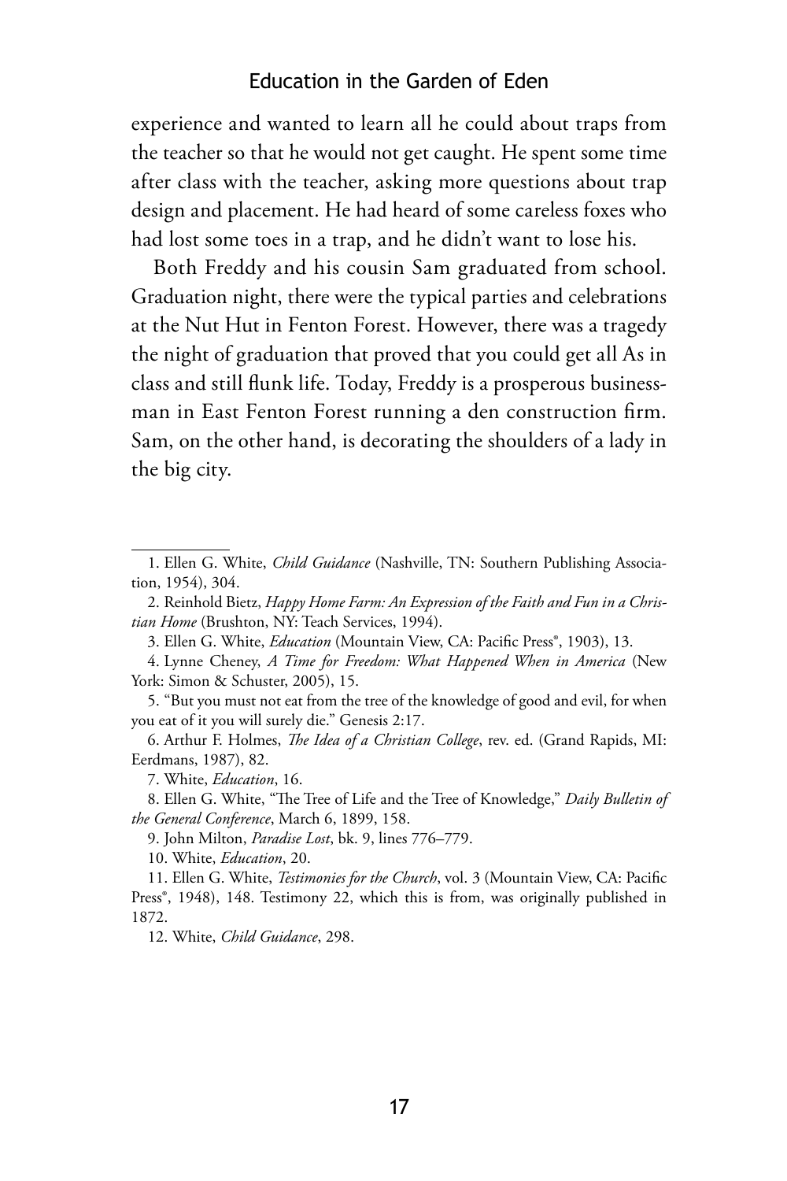experience and wanted to learn all he could about traps from the teacher so that he would not get caught. He spent some time after class with the teacher, asking more questions about trap design and placement. He had heard of some careless foxes who had lost some toes in a trap, and he didn't want to lose his.

Both Freddy and his cousin Sam graduated from school. Graduation night, there were the typical parties and celebrations at the Nut Hut in Fenton Forest. However, there was a tragedy the night of graduation that proved that you could get all As in class and still flunk life. Today, Freddy is a prosperous businessman in East Fenton Forest running a den construction firm. Sam, on the other hand, is decorating the shoulders of a lady in the big city.

---

1. Ellen G. White, *Child Guidance* (Nashville, TN: Southern Publishing Association, 1954), 304.

2. Reinhold Bietz, *Happy Home Farm: An Expression of the Faith and Fun in a Christian Home* (Brushton, NY: Teach Services, 1994).

3. Ellen G. White, *Education* (Mountain View, CA: Pacific Press®, 1903), 13.

4. Lynne Cheney, *A Time for Freedom: What Happened When in America* (New York: Simon & Schuster, 2005), 15.

5. "But you must not eat from the tree of the knowledge of good and evil, for when you eat of it you will surely die." Genesis 2:17.

6. Arthur F. Holmes, *The Idea of a Christian College*, rev. ed. (Grand Rapids, MI: Eerdmans, 1987), 82.

7. White, *Education*, 16.

8. Ellen G. White, "The Tree of Life and the Tree of Knowledge," *Daily Bulletin of the General Conference*, March 6, 1899, 158.

9. John Milton, *Paradise Lost*, bk. 9, lines 776–779.

10. White, *Education*, 20.

11. Ellen G. White, *Testimonies for the Church*, vol. 3 (Mountain View, CA: Pacific Press®, 1948), 148. Testimony 22, which this is from, was originally published in 1872.

12. White, *Child Guidance*, 298.